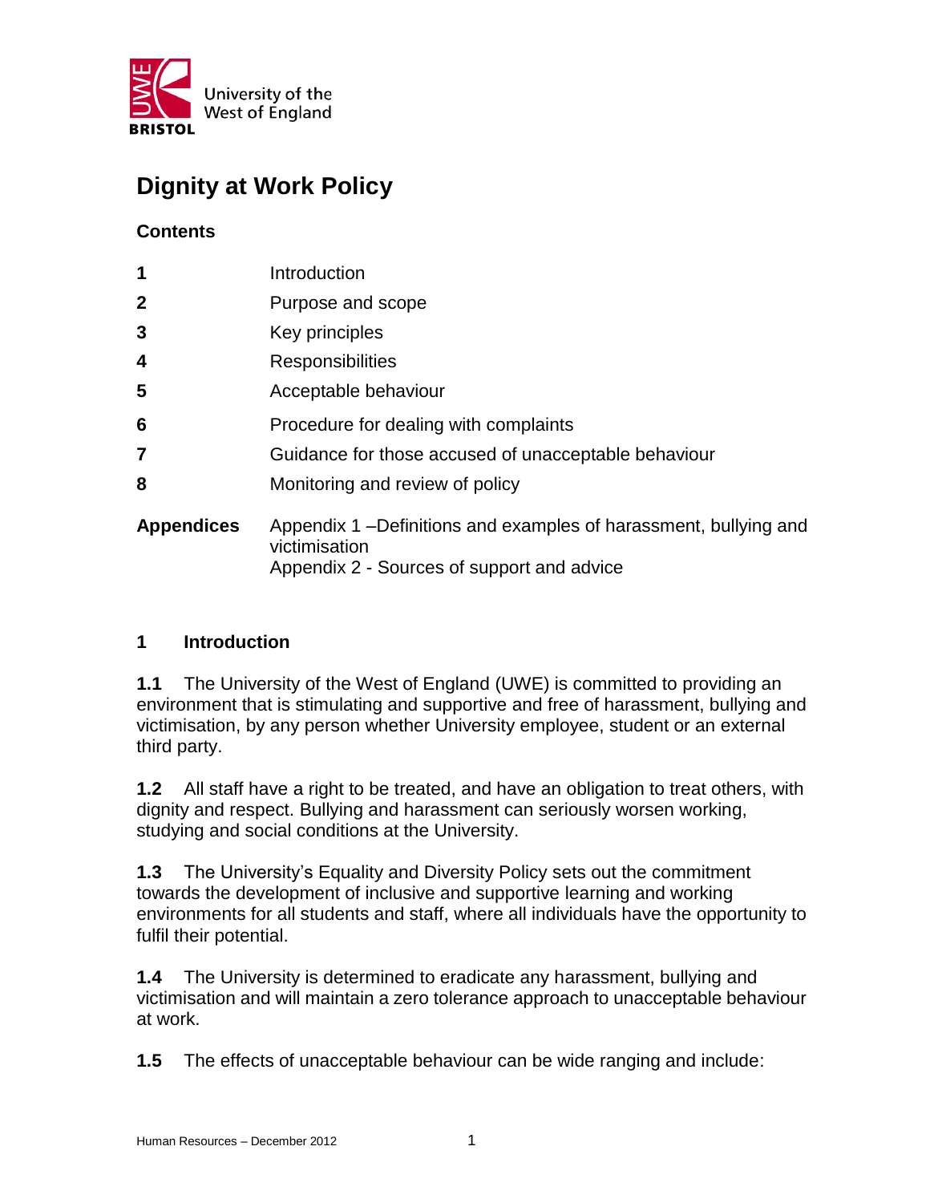# Dignity at Work Policy

**Contents**

| | |
|---|---|
| **1** | Introduction |
| **2** | Purpose and scope |
| **3** | Key principles |
| **4** | Responsibilities |
| **5** | Acceptable behaviour |
| **6** | Procedure for dealing with complaints |
| **7** | Guidance for those accused of unacceptable behaviour |
| **8** | Monitoring and review of policy |
| **Appendices** | Appendix 1 –Definitions and examples of harassment, bullying and victimisation<br>Appendix 2 - Sources of support and advice |

## 1 Introduction

**1.1** The University of the West of England (UWE) is committed to providing an environment that is stimulating and supportive and free of harassment, bullying and victimisation, by any person whether University employee, student or an external third party.

**1.2** All staff have a right to be treated, and have an obligation to treat others, with dignity and respect. Bullying and harassment can seriously worsen working, studying and social conditions at the University.

**1.3** The University's Equality and Diversity Policy sets out the commitment towards the development of inclusive and supportive learning and working environments for all students and staff, where all individuals have the opportunity to fulfil their potential.

**1.4** The University is determined to eradicate any harassment, bullying and victimisation and will maintain a zero tolerance approach to unacceptable behaviour at work.

**1.5** The effects of unacceptable behaviour can be wide ranging and include: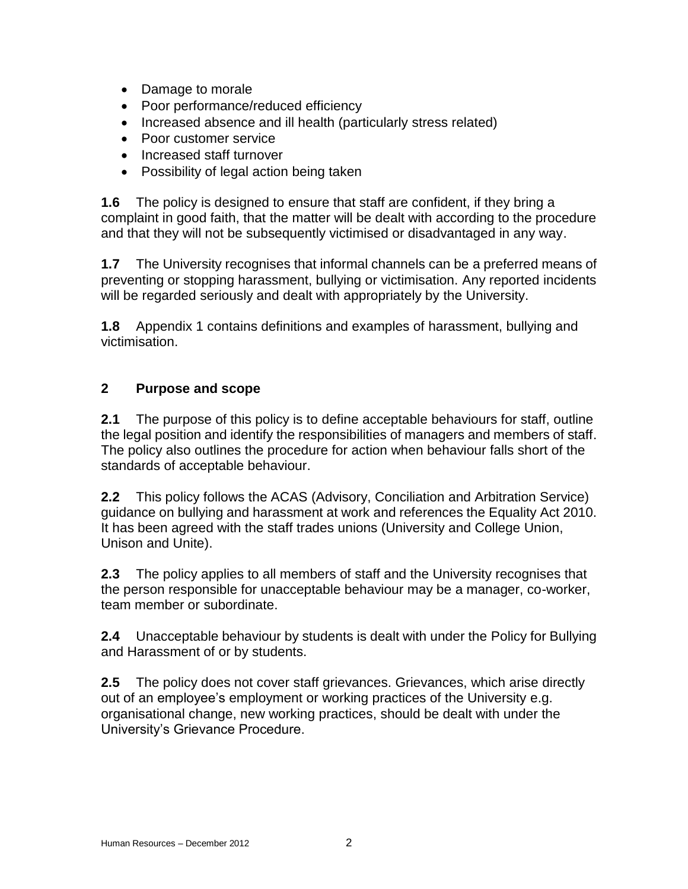- Damage to morale
- Poor performance/reduced efficiency
- Increased absence and ill health (particularly stress related)
- Poor customer service
- Increased staff turnover
- Possibility of legal action being taken

**1.6** The policy is designed to ensure that staff are confident, if they bring a complaint in good faith, that the matter will be dealt with according to the procedure and that they will not be subsequently victimised or disadvantaged in any way.

**1.7** The University recognises that informal channels can be a preferred means of preventing or stopping harassment, bullying or victimisation. Any reported incidents will be regarded seriously and dealt with appropriately by the University.

**1.8** Appendix 1 contains definitions and examples of harassment, bullying and victimisation.

## 2 Purpose and scope

**2.1** The purpose of this policy is to define acceptable behaviours for staff, outline the legal position and identify the responsibilities of managers and members of staff. The policy also outlines the procedure for action when behaviour falls short of the standards of acceptable behaviour.

**2.2** This policy follows the ACAS (Advisory, Conciliation and Arbitration Service) guidance on bullying and harassment at work and references the Equality Act 2010. It has been agreed with the staff trades unions (University and College Union, Unison and Unite).

**2.3** The policy applies to all members of staff and the University recognises that the person responsible for unacceptable behaviour may be a manager, co-worker, team member or subordinate.

**2.4** Unacceptable behaviour by students is dealt with under the Policy for Bullying and Harassment of or by students.

**2.5** The policy does not cover staff grievances. Grievances, which arise directly out of an employee's employment or working practices of the University e.g. organisational change, new working practices, should be dealt with under the University's Grievance Procedure.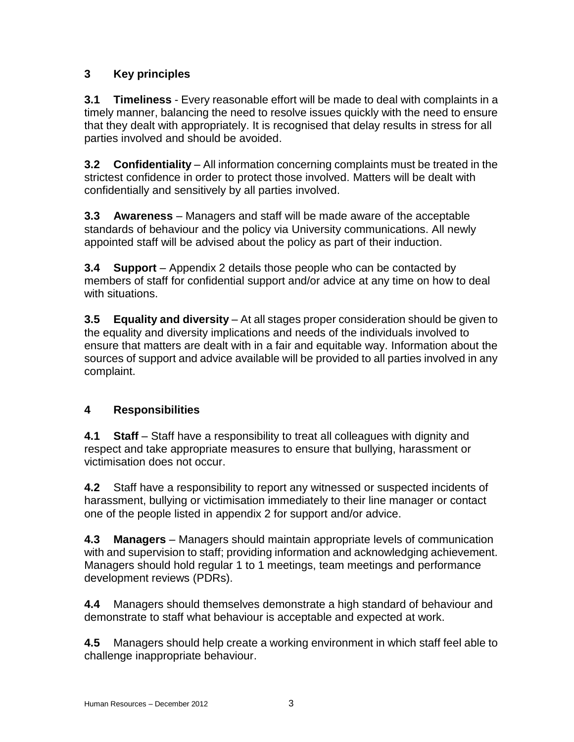## 3 Key principles

**3.1 Timeliness** - Every reasonable effort will be made to deal with complaints in a timely manner, balancing the need to resolve issues quickly with the need to ensure that they dealt with appropriately. It is recognised that delay results in stress for all parties involved and should be avoided.

**3.2 Confidentiality** – All information concerning complaints must be treated in the strictest confidence in order to protect those involved. Matters will be dealt with confidentially and sensitively by all parties involved.

**3.3 Awareness** – Managers and staff will be made aware of the acceptable standards of behaviour and the policy via University communications. All newly appointed staff will be advised about the policy as part of their induction.

**3.4 Support** – Appendix 2 details those people who can be contacted by members of staff for confidential support and/or advice at any time on how to deal with situations.

**3.5 Equality and diversity** – At all stages proper consideration should be given to the equality and diversity implications and needs of the individuals involved to ensure that matters are dealt with in a fair and equitable way. Information about the sources of support and advice available will be provided to all parties involved in any complaint.

## 4 Responsibilities

**4.1 Staff** – Staff have a responsibility to treat all colleagues with dignity and respect and take appropriate measures to ensure that bullying, harassment or victimisation does not occur.

**4.2** Staff have a responsibility to report any witnessed or suspected incidents of harassment, bullying or victimisation immediately to their line manager or contact one of the people listed in appendix 2 for support and/or advice.

**4.3 Managers** – Managers should maintain appropriate levels of communication with and supervision to staff; providing information and acknowledging achievement. Managers should hold regular 1 to 1 meetings, team meetings and performance development reviews (PDRs).

**4.4** Managers should themselves demonstrate a high standard of behaviour and demonstrate to staff what behaviour is acceptable and expected at work.

**4.5** Managers should help create a working environment in which staff feel able to challenge inappropriate behaviour.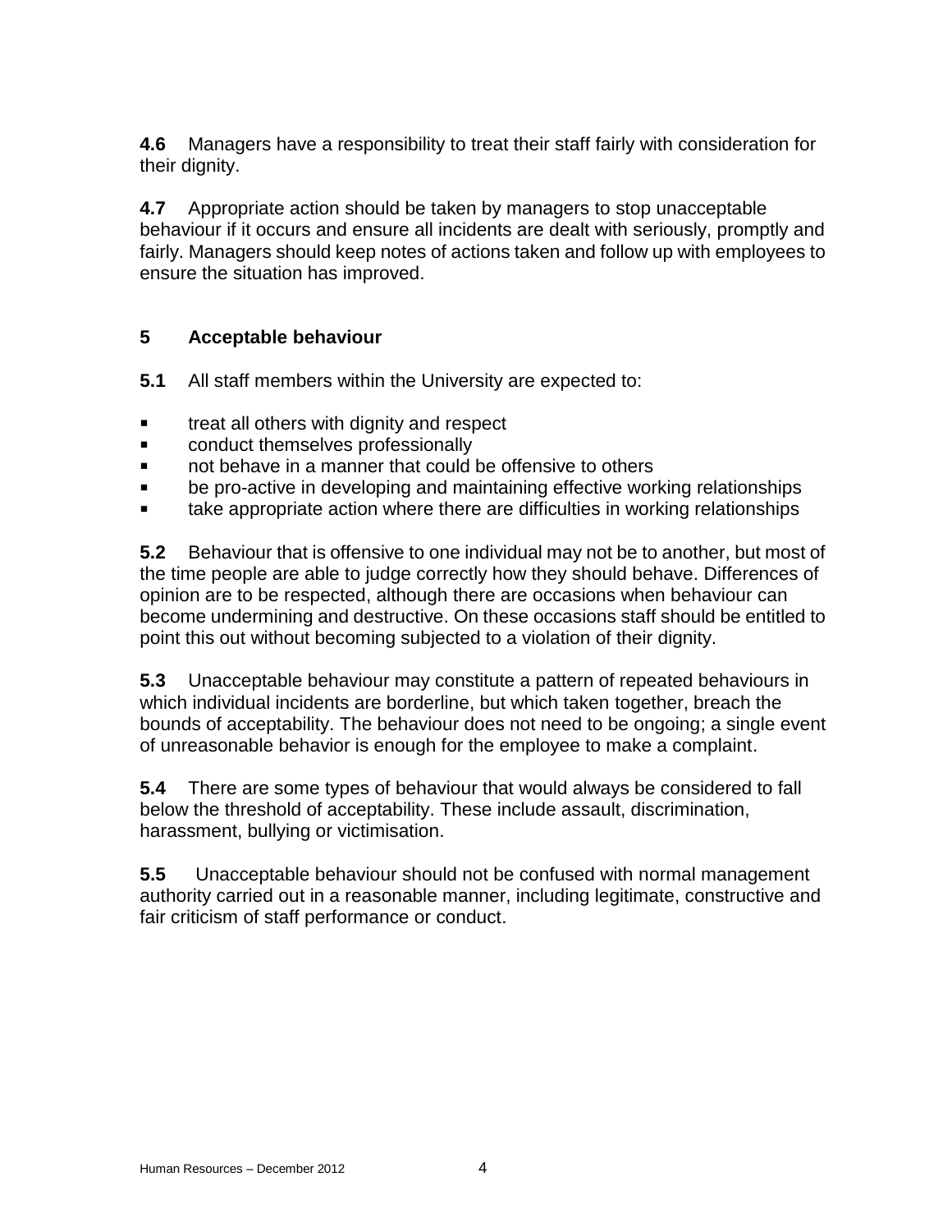**4.6** Managers have a responsibility to treat their staff fairly with consideration for their dignity.

**4.7** Appropriate action should be taken by managers to stop unacceptable behaviour if it occurs and ensure all incidents are dealt with seriously, promptly and fairly. Managers should keep notes of actions taken and follow up with employees to ensure the situation has improved.

## 5 Acceptable behaviour

**5.1** All staff members within the University are expected to:

- treat all others with dignity and respect
- conduct themselves professionally
- not behave in a manner that could be offensive to others
- be pro-active in developing and maintaining effective working relationships
- take appropriate action where there are difficulties in working relationships

**5.2** Behaviour that is offensive to one individual may not be to another, but most of the time people are able to judge correctly how they should behave. Differences of opinion are to be respected, although there are occasions when behaviour can become undermining and destructive. On these occasions staff should be entitled to point this out without becoming subjected to a violation of their dignity.

**5.3** Unacceptable behaviour may constitute a pattern of repeated behaviours in which individual incidents are borderline, but which taken together, breach the bounds of acceptability. The behaviour does not need to be ongoing; a single event of unreasonable behavior is enough for the employee to make a complaint.

**5.4** There are some types of behaviour that would always be considered to fall below the threshold of acceptability. These include assault, discrimination, harassment, bullying or victimisation.

**5.5** Unacceptable behaviour should not be confused with normal management authority carried out in a reasonable manner, including legitimate, constructive and fair criticism of staff performance or conduct.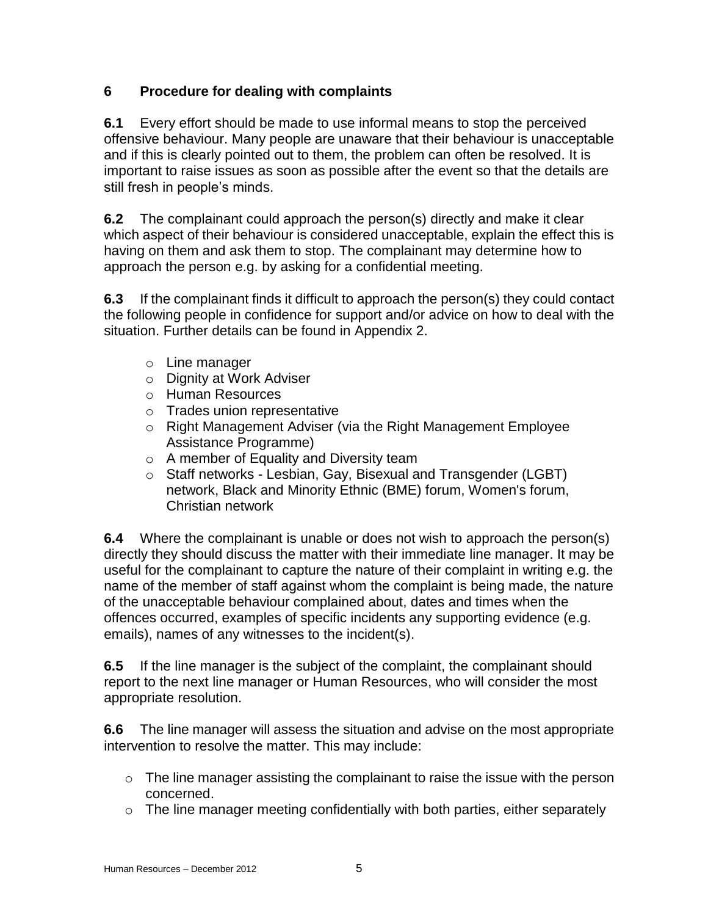## 6 Procedure for dealing with complaints

**6.1** Every effort should be made to use informal means to stop the perceived offensive behaviour. Many people are unaware that their behaviour is unacceptable and if this is clearly pointed out to them, the problem can often be resolved. It is important to raise issues as soon as possible after the event so that the details are still fresh in people's minds.

**6.2** The complainant could approach the person(s) directly and make it clear which aspect of their behaviour is considered unacceptable, explain the effect this is having on them and ask them to stop. The complainant may determine how to approach the person e.g. by asking for a confidential meeting.

**6.3** If the complainant finds it difficult to approach the person(s) they could contact the following people in confidence for support and/or advice on how to deal with the situation. Further details can be found in Appendix 2.

- Line manager
- Dignity at Work Adviser
- Human Resources
- Trades union representative
- Right Management Adviser (via the Right Management Employee Assistance Programme)
- A member of Equality and Diversity team
- Staff networks - Lesbian, Gay, Bisexual and Transgender (LGBT) network, Black and Minority Ethnic (BME) forum, Women's forum, Christian network

**6.4** Where the complainant is unable or does not wish to approach the person(s) directly they should discuss the matter with their immediate line manager. It may be useful for the complainant to capture the nature of their complaint in writing e.g. the name of the member of staff against whom the complaint is being made, the nature of the unacceptable behaviour complained about, dates and times when the offences occurred, examples of specific incidents any supporting evidence (e.g. emails), names of any witnesses to the incident(s).

**6.5** If the line manager is the subject of the complaint, the complainant should report to the next line manager or Human Resources, who will consider the most appropriate resolution.

**6.6** The line manager will assess the situation and advise on the most appropriate intervention to resolve the matter. This may include:

- The line manager assisting the complainant to raise the issue with the person concerned.
- The line manager meeting confidentially with both parties, either separately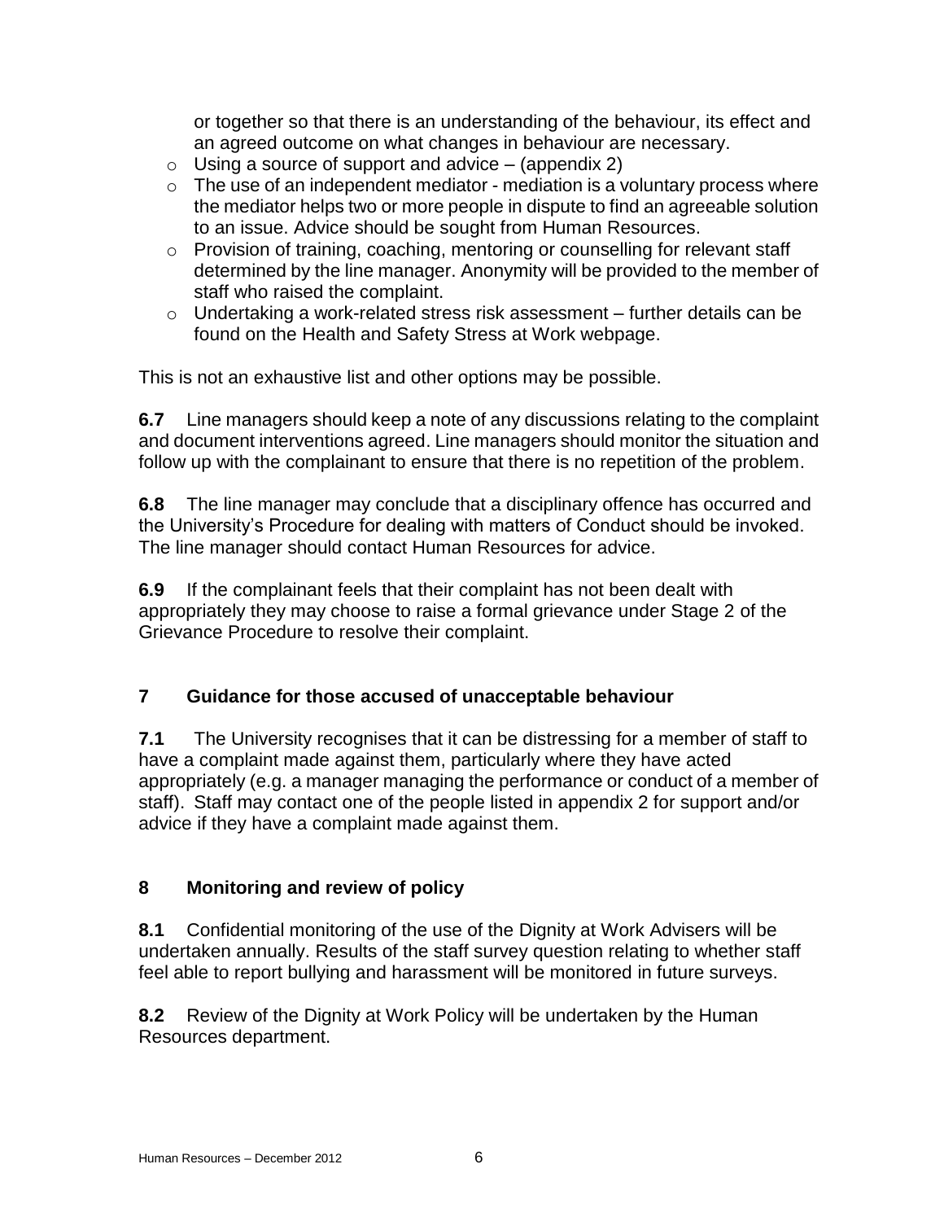or together so that there is an understanding of the behaviour, its effect and an agreed outcome on what changes in behaviour are necessary.

- Using a source of support and advice – (appendix 2)
- The use of an independent mediator - mediation is a voluntary process where the mediator helps two or more people in dispute to find an agreeable solution to an issue. Advice should be sought from Human Resources.
- Provision of training, coaching, mentoring or counselling for relevant staff determined by the line manager. Anonymity will be provided to the member of staff who raised the complaint.
- Undertaking a work-related stress risk assessment – further details can be found on the Health and Safety Stress at Work webpage.

This is not an exhaustive list and other options may be possible.

**6.7** Line managers should keep a note of any discussions relating to the complaint and document interventions agreed. Line managers should monitor the situation and follow up with the complainant to ensure that there is no repetition of the problem.

**6.8** The line manager may conclude that a disciplinary offence has occurred and the University's Procedure for dealing with matters of Conduct should be invoked. The line manager should contact Human Resources for advice.

**6.9** If the complainant feels that their complaint has not been dealt with appropriately they may choose to raise a formal grievance under Stage 2 of the Grievance Procedure to resolve their complaint.

## 7 Guidance for those accused of unacceptable behaviour

**7.1** The University recognises that it can be distressing for a member of staff to have a complaint made against them, particularly where they have acted appropriately (e.g. a manager managing the performance or conduct of a member of staff). Staff may contact one of the people listed in appendix 2 for support and/or advice if they have a complaint made against them.

## 8 Monitoring and review of policy

**8.1** Confidential monitoring of the use of the Dignity at Work Advisers will be undertaken annually. Results of the staff survey question relating to whether staff feel able to report bullying and harassment will be monitored in future surveys.

**8.2** Review of the Dignity at Work Policy will be undertaken by the Human Resources department.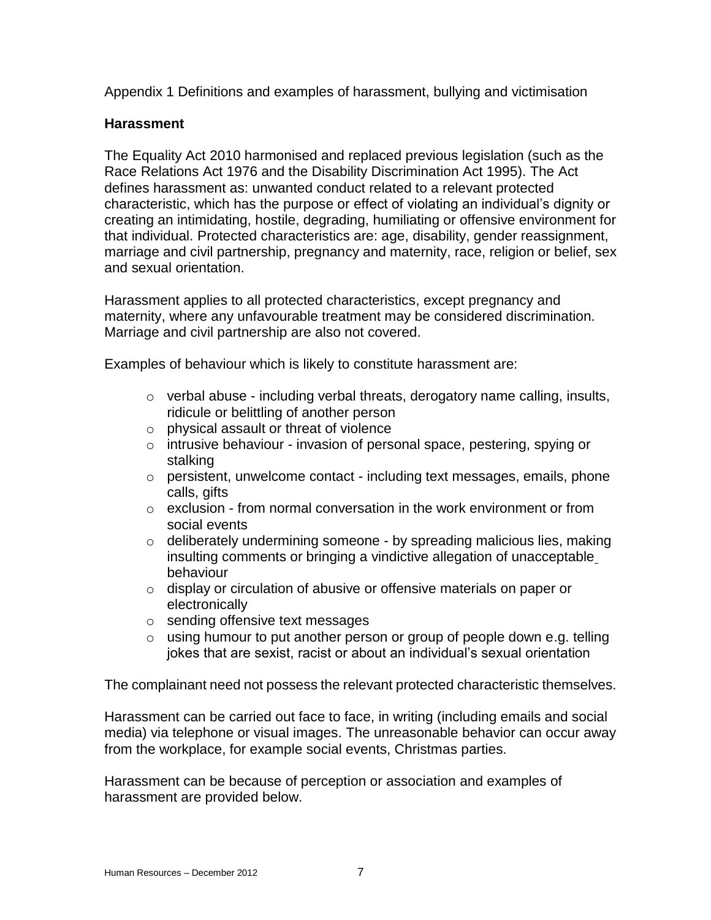Appendix 1 Definitions and examples of harassment, bullying and victimisation

## Harassment

The Equality Act 2010 harmonised and replaced previous legislation (such as the Race Relations Act 1976 and the Disability Discrimination Act 1995). The Act defines harassment as: unwanted conduct related to a relevant protected characteristic, which has the purpose or effect of violating an individual's dignity or creating an intimidating, hostile, degrading, humiliating or offensive environment for that individual. Protected characteristics are: age, disability, gender reassignment, marriage and civil partnership, pregnancy and maternity, race, religion or belief, sex and sexual orientation.

Harassment applies to all protected characteristics, except pregnancy and maternity, where any unfavourable treatment may be considered discrimination. Marriage and civil partnership are also not covered.

Examples of behaviour which is likely to constitute harassment are:

- verbal abuse - including verbal threats, derogatory name calling, insults, ridicule or belittling of another person
- physical assault or threat of violence
- intrusive behaviour - invasion of personal space, pestering, spying or stalking
- persistent, unwelcome contact - including text messages, emails, phone calls, gifts
- exclusion - from normal conversation in the work environment or from social events
- deliberately undermining someone - by spreading malicious lies, making insulting comments or bringing a vindictive allegation of unacceptable behaviour
- display or circulation of abusive or offensive materials on paper or electronically
- sending offensive text messages
- using humour to put another person or group of people down e.g. telling jokes that are sexist, racist or about an individual's sexual orientation

The complainant need not possess the relevant protected characteristic themselves.

Harassment can be carried out face to face, in writing (including emails and social media) via telephone or visual images. The unreasonable behavior can occur away from the workplace, for example social events, Christmas parties.

Harassment can be because of perception or association and examples of harassment are provided below.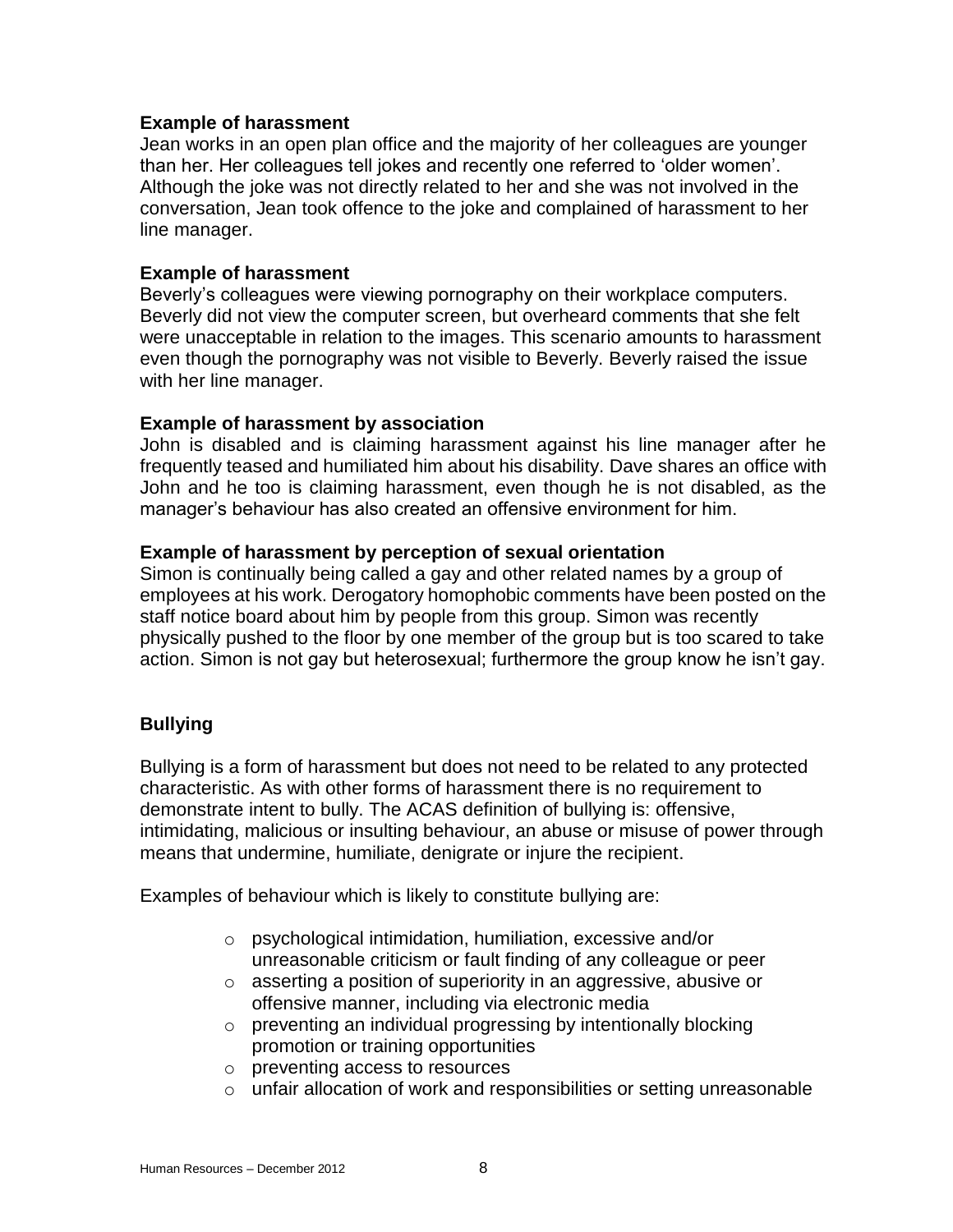**Example of harassment**

Jean works in an open plan office and the majority of her colleagues are younger than her. Her colleagues tell jokes and recently one referred to 'older women'. Although the joke was not directly related to her and she was not involved in the conversation, Jean took offence to the joke and complained of harassment to her line manager.

**Example of harassment**

Beverly's colleagues were viewing pornography on their workplace computers. Beverly did not view the computer screen, but overheard comments that she felt were unacceptable in relation to the images. This scenario amounts to harassment even though the pornography was not visible to Beverly. Beverly raised the issue with her line manager.

**Example of harassment by association**

John is disabled and is claiming harassment against his line manager after he frequently teased and humiliated him about his disability. Dave shares an office with John and he too is claiming harassment, even though he is not disabled, as the manager's behaviour has also created an offensive environment for him.

**Example of harassment by perception of sexual orientation**

Simon is continually being called a gay and other related names by a group of employees at his work. Derogatory homophobic comments have been posted on the staff notice board about him by people from this group. Simon was recently physically pushed to the floor by one member of the group but is too scared to take action. Simon is not gay but heterosexual; furthermore the group know he isn't gay.

## Bullying

Bullying is a form of harassment but does not need to be related to any protected characteristic. As with other forms of harassment there is no requirement to demonstrate intent to bully. The ACAS definition of bullying is: offensive, intimidating, malicious or insulting behaviour, an abuse or misuse of power through means that undermine, humiliate, denigrate or injure the recipient.

Examples of behaviour which is likely to constitute bullying are:

- psychological intimidation, humiliation, excessive and/or unreasonable criticism or fault finding of any colleague or peer
- asserting a position of superiority in an aggressive, abusive or offensive manner, including via electronic media
- preventing an individual progressing by intentionally blocking promotion or training opportunities
- preventing access to resources
- unfair allocation of work and responsibilities or setting unreasonable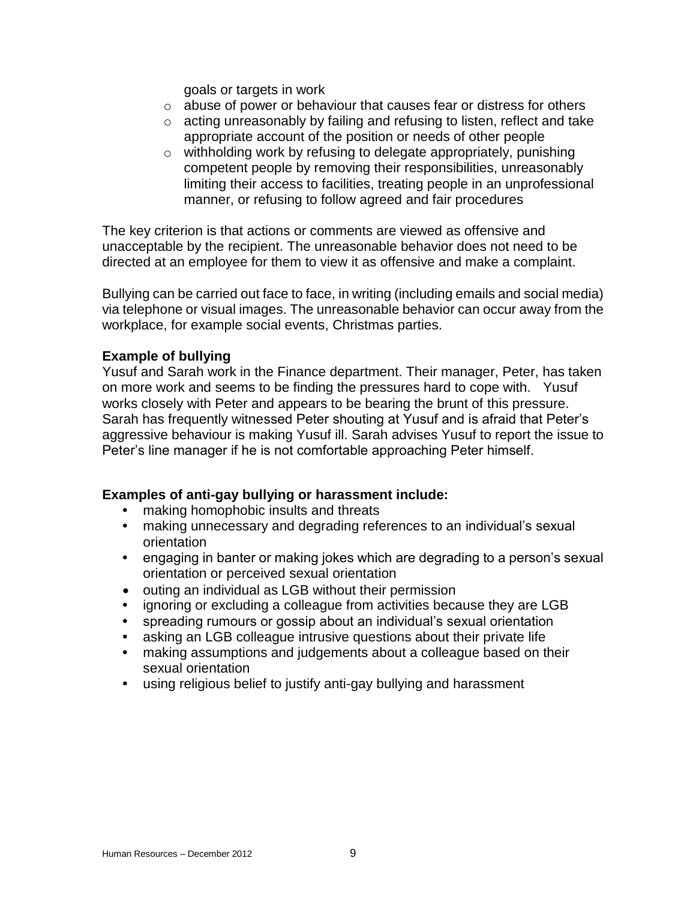goals or targets in work

- abuse of power or behaviour that causes fear or distress for others
- acting unreasonably by failing and refusing to listen, reflect and take appropriate account of the position or needs of other people
- withholding work by refusing to delegate appropriately, punishing competent people by removing their responsibilities, unreasonably limiting their access to facilities, treating people in an unprofessional manner, or refusing to follow agreed and fair procedures

The key criterion is that actions or comments are viewed as offensive and unacceptable by the recipient. The unreasonable behavior does not need to be directed at an employee for them to view it as offensive and make a complaint.

Bullying can be carried out face to face, in writing (including emails and social media) via telephone or visual images. The unreasonable behavior can occur away from the workplace, for example social events, Christmas parties.

**Example of bullying**

Yusuf and Sarah work in the Finance department. Their manager, Peter, has taken on more work and seems to be finding the pressures hard to cope with. Yusuf works closely with Peter and appears to be bearing the brunt of this pressure. Sarah has frequently witnessed Peter shouting at Yusuf and is afraid that Peter's aggressive behaviour is making Yusuf ill. Sarah advises Yusuf to report the issue to Peter's line manager if he is not comfortable approaching Peter himself.

**Examples of anti-gay bullying or harassment include:**

- making homophobic insults and threats
- making unnecessary and degrading references to an individual's sexual orientation
- engaging in banter or making jokes which are degrading to a person's sexual orientation or perceived sexual orientation
- outing an individual as LGB without their permission
- ignoring or excluding a colleague from activities because they are LGB
- spreading rumours or gossip about an individual's sexual orientation
- asking an LGB colleague intrusive questions about their private life
- making assumptions and judgements about a colleague based on their sexual orientation
- using religious belief to justify anti-gay bullying and harassment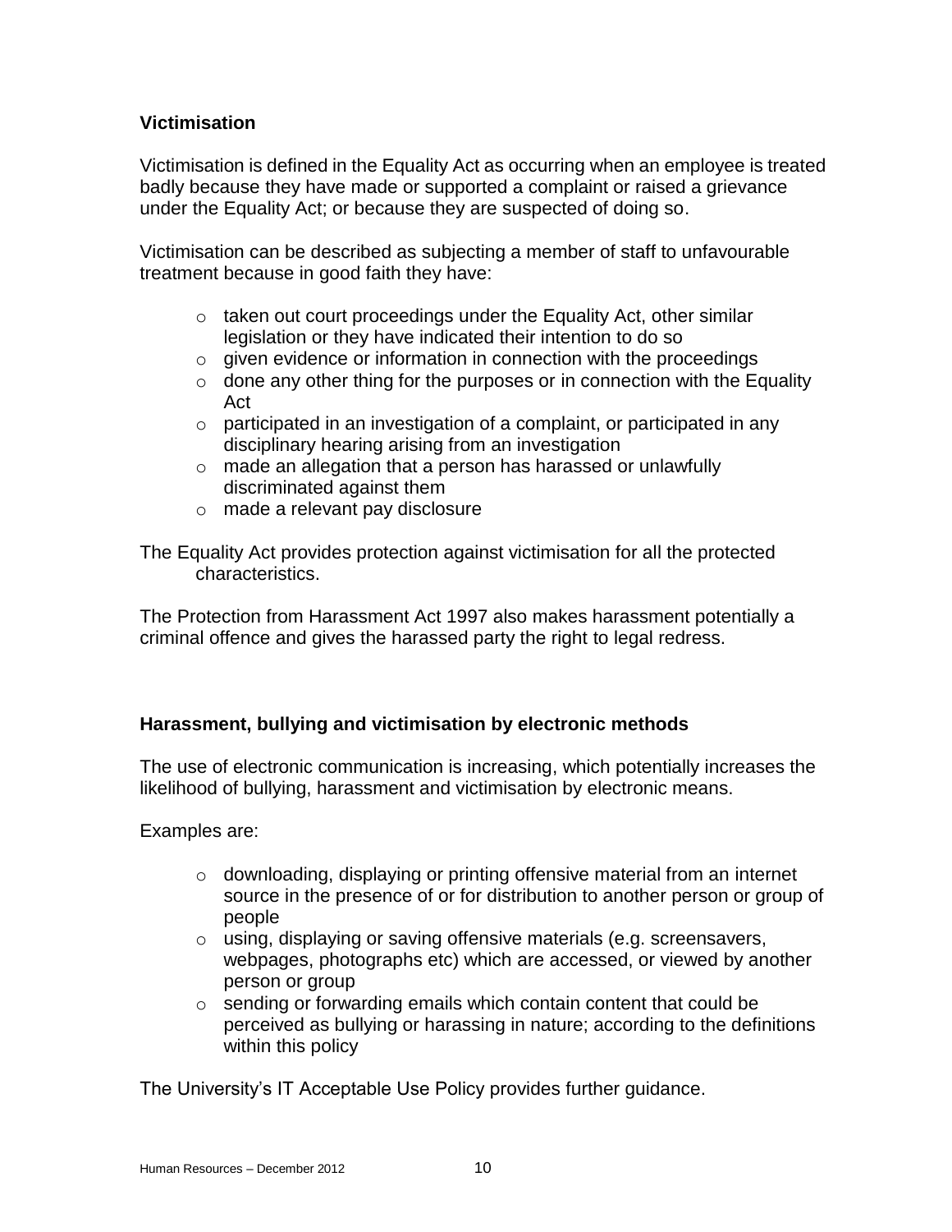**Victimisation**

Victimisation is defined in the Equality Act as occurring when an employee is treated badly because they have made or supported a complaint or raised a grievance under the Equality Act; or because they are suspected of doing so.

Victimisation can be described as subjecting a member of staff to unfavourable treatment because in good faith they have:

- taken out court proceedings under the Equality Act, other similar legislation or they have indicated their intention to do so
- given evidence or information in connection with the proceedings
- done any other thing for the purposes or in connection with the Equality Act
- participated in an investigation of a complaint, or participated in any disciplinary hearing arising from an investigation
- made an allegation that a person has harassed or unlawfully discriminated against them
- made a relevant pay disclosure

The Equality Act provides protection against victimisation for all the protected characteristics.

The Protection from Harassment Act 1997 also makes harassment potentially a criminal offence and gives the harassed party the right to legal redress.

**Harassment, bullying and victimisation by electronic methods**

The use of electronic communication is increasing, which potentially increases the likelihood of bullying, harassment and victimisation by electronic means.

Examples are:

- downloading, displaying or printing offensive material from an internet source in the presence of or for distribution to another person or group of people
- using, displaying or saving offensive materials (e.g. screensavers, webpages, photographs etc) which are accessed, or viewed by another person or group
- sending or forwarding emails which contain content that could be perceived as bullying or harassing in nature; according to the definitions within this policy

The University's IT Acceptable Use Policy provides further guidance.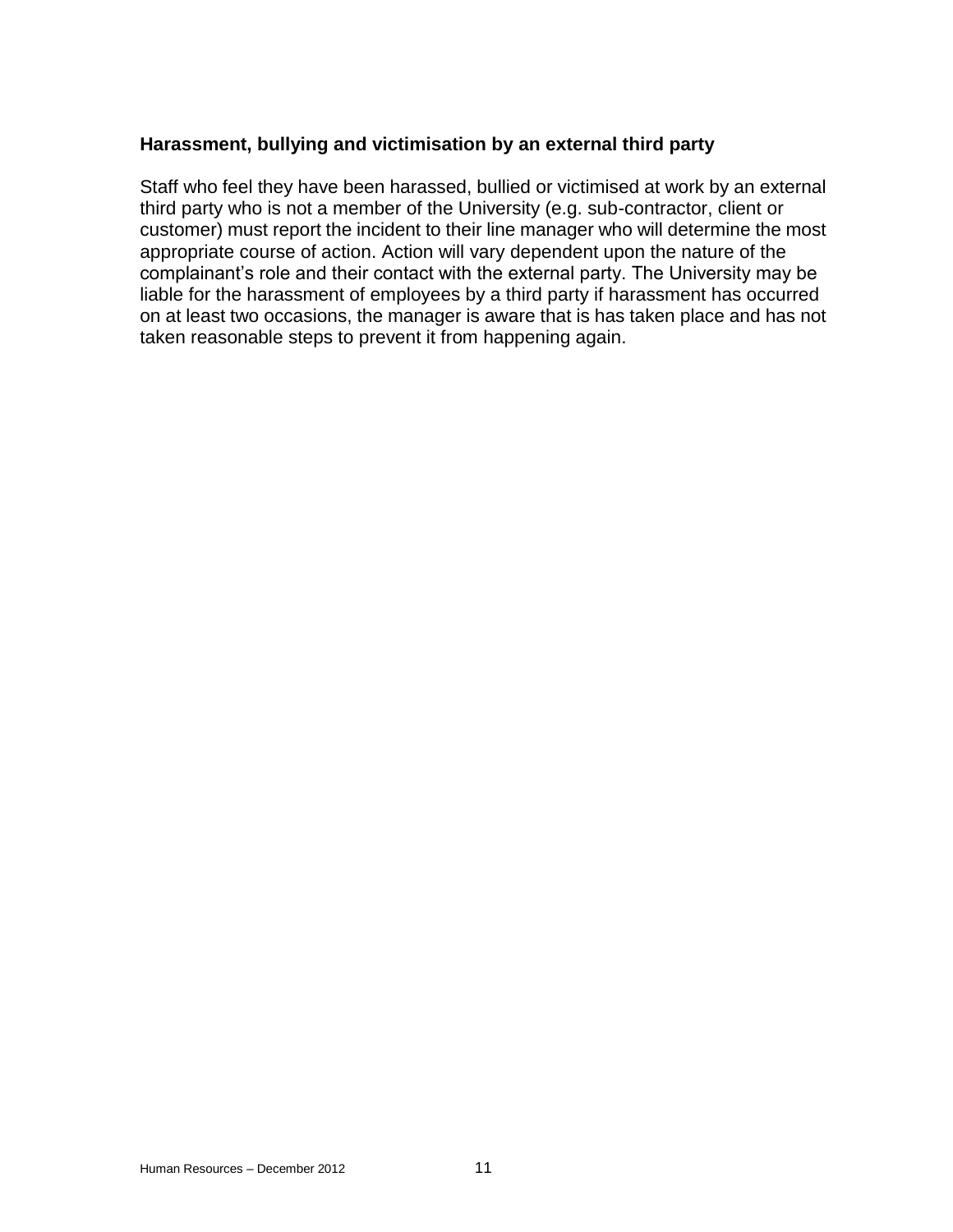### Harassment, bullying and victimisation by an external third party

Staff who feel they have been harassed, bullied or victimised at work by an external third party who is not a member of the University (e.g. sub-contractor, client or customer) must report the incident to their line manager who will determine the most appropriate course of action. Action will vary dependent upon the nature of the complainant's role and their contact with the external party. The University may be liable for the harassment of employees by a third party if harassment has occurred on at least two occasions, the manager is aware that is has taken place and has not taken reasonable steps to prevent it from happening again.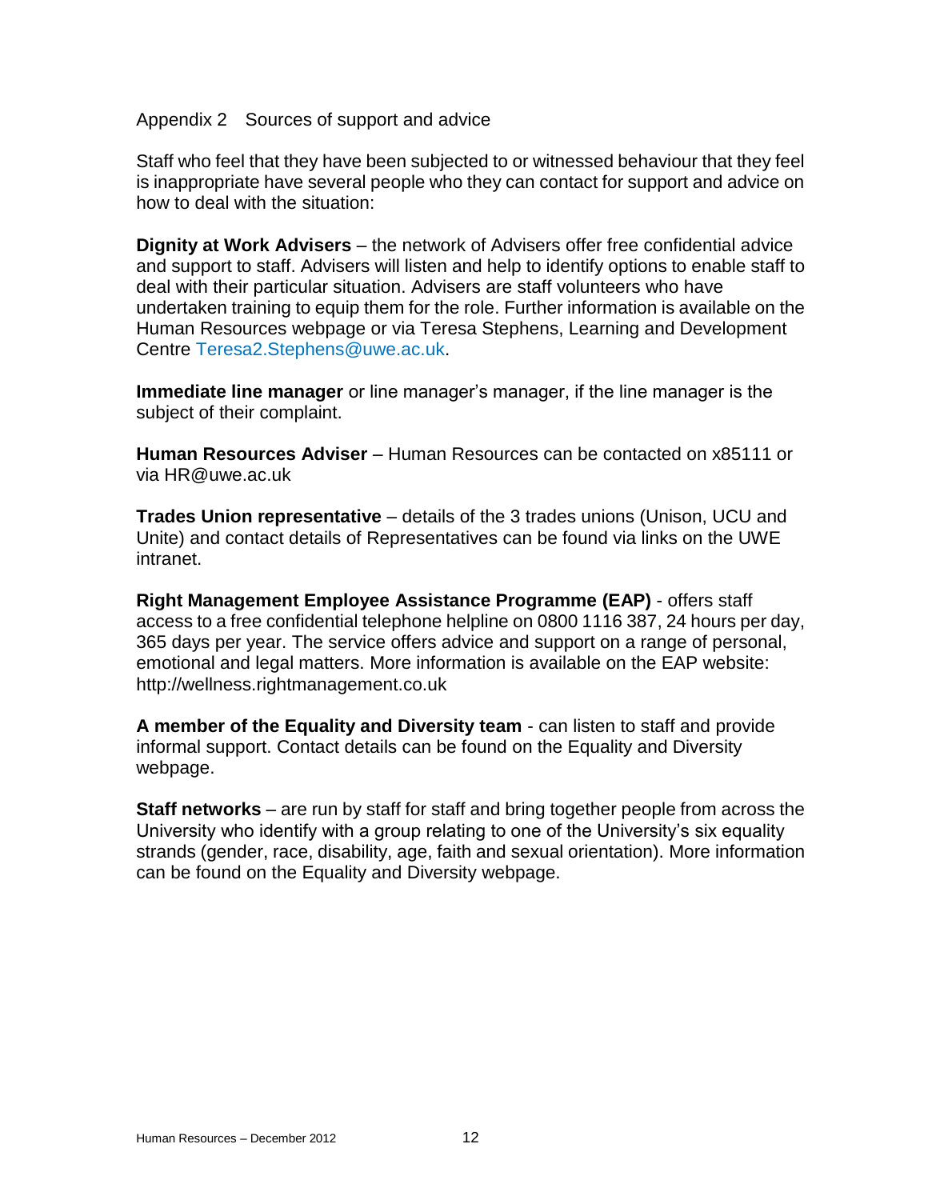## Appendix 2 Sources of support and advice

Staff who feel that they have been subjected to or witnessed behaviour that they feel is inappropriate have several people who they can contact for support and advice on how to deal with the situation:

**Dignity at Work Advisers** – the network of Advisers offer free confidential advice and support to staff. Advisers will listen and help to identify options to enable staff to deal with their particular situation. Advisers are staff volunteers who have undertaken training to equip them for the role. Further information is available on the Human Resources webpage or via Teresa Stephens, Learning and Development Centre Teresa2.Stephens@uwe.ac.uk.

**Immediate line manager** or line manager's manager, if the line manager is the subject of their complaint.

**Human Resources Adviser** – Human Resources can be contacted on x85111 or via HR@uwe.ac.uk

**Trades Union representative** – details of the 3 trades unions (Unison, UCU and Unite) and contact details of Representatives can be found via links on the UWE intranet.

**Right Management Employee Assistance Programme (EAP)** - offers staff access to a free confidential telephone helpline on 0800 1116 387, 24 hours per day, 365 days per year. The service offers advice and support on a range of personal, emotional and legal matters. More information is available on the EAP website: http://wellness.rightmanagement.co.uk

**A member of the Equality and Diversity team** - can listen to staff and provide informal support. Contact details can be found on the Equality and Diversity webpage.

**Staff networks** – are run by staff for staff and bring together people from across the University who identify with a group relating to one of the University's six equality strands (gender, race, disability, age, faith and sexual orientation). More information can be found on the Equality and Diversity webpage.